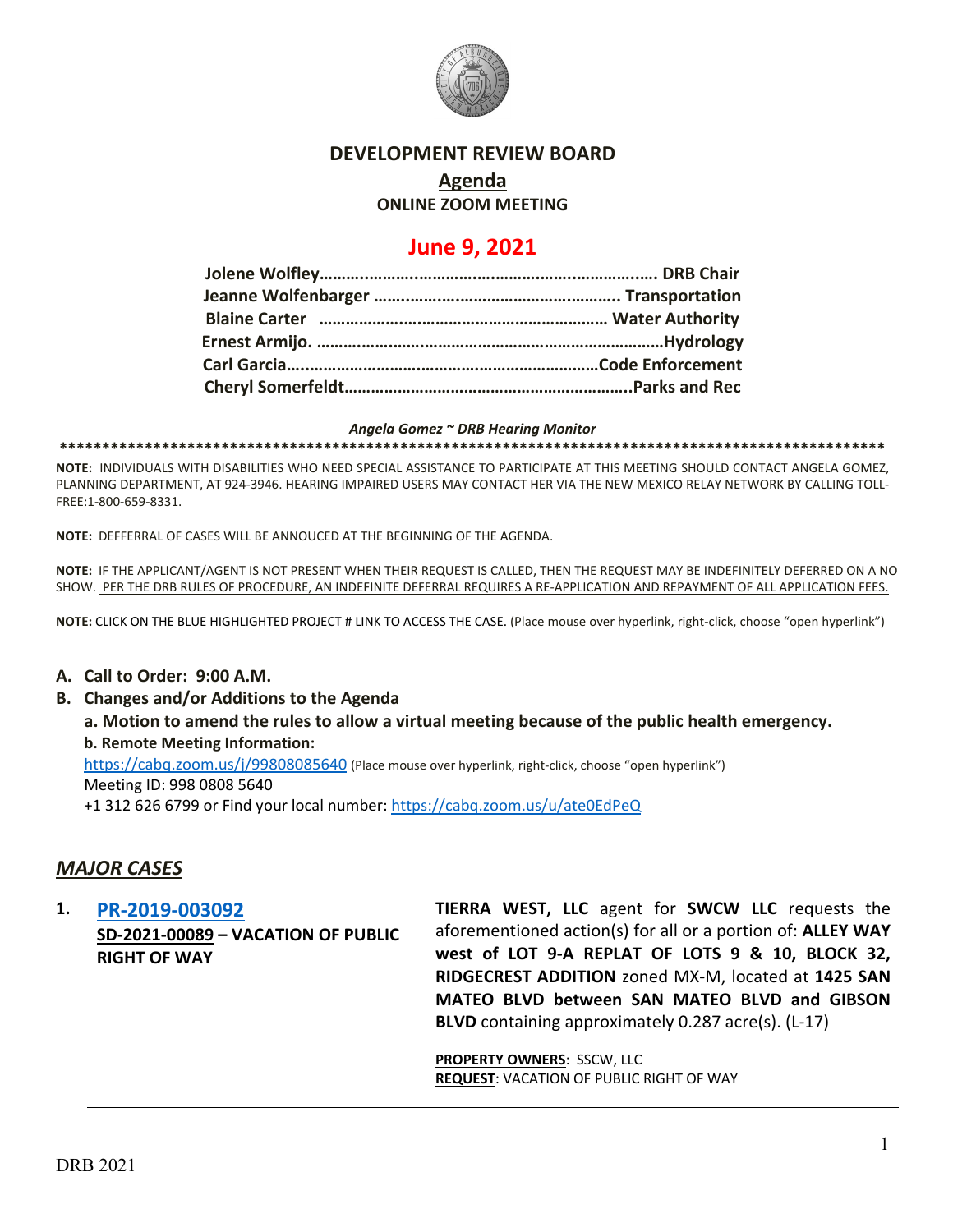# DEVELOPMENT REVIEW BOARD

## Agenda

**ONLINE ZOOM MEETING**

## June 9, 2021

**Jolene Wolfley**……………………………………………………………… **DRB Chair**
**Jeanne Wolfenbarger** ……………………………………………… **Transportation**
**Blaine Carter** ………………………………………………………… **Water Authority**
**Ernest Armijo.** ……………………………………………………………… **Hydrology**
**Carl Garcia**………………………………………………………………… **Code Enforcement**
**Cheryl Somerfeldt**………………………………………………………… **Parks and Rec**

***Angela Gomez ~ DRB Hearing Monitor***

****************************************************************************************************

**NOTE:** INDIVIDUALS WITH DISABILITIES WHO NEED SPECIAL ASSISTANCE TO PARTICIPATE AT THIS MEETING SHOULD CONTACT ANGELA GOMEZ, PLANNING DEPARTMENT, AT 924-3946. HEARING IMPAIRED USERS MAY CONTACT HER VIA THE NEW MEXICO RELAY NETWORK BY CALLING TOLL-FREE:1-800-659-8331.

**NOTE:** DEFFERRAL OF CASES WILL BE ANNOUCED AT THE BEGINNING OF THE AGENDA.

**NOTE:** IF THE APPLICANT/AGENT IS NOT PRESENT WHEN THEIR REQUEST IS CALLED, THEN THE REQUEST MAY BE INDEFINITELY DEFERRED ON A NO SHOW. PER THE DRB RULES OF PROCEDURE, AN INDEFINITE DEFERRAL REQUIRES A RE-APPLICATION AND REPAYMENT OF ALL APPLICATION FEES.

**NOTE:** CLICK ON THE BLUE HIGHLIGHTED PROJECT # LINK TO ACCESS THE CASE. (Place mouse over hyperlink, right-click, choose "open hyperlink")

**A. Call to Order: 9:00 A.M.**

**B. Changes and/or Additions to the Agenda**

**a. Motion to amend the rules to allow a virtual meeting because of the public health emergency.**

**b. Remote Meeting Information:**

https://cabq.zoom.us/j/99808085640 (Place mouse over hyperlink, right-click, choose "open hyperlink")
Meeting ID: 998 0808 5640
+1 312 626 6799 or Find your local number: https://cabq.zoom.us/u/ate0EdPeQ

## *MAJOR CASES*

**1. PR-2019-003092**
**SD-2021-00089 – VACATION OF PUBLIC RIGHT OF WAY**

**TIERRA WEST, LLC** agent for **SWCW LLC** requests the aforementioned action(s) for all or a portion of: **ALLEY WAY west of LOT 9-A REPLAT OF LOTS 9 & 10, BLOCK 32, RIDGECREST ADDITION** zoned MX-M, located at **1425 SAN MATEO BLVD between SAN MATEO BLVD and GIBSON BLVD** containing approximately 0.287 acre(s). (L-17)

**PROPERTY OWNERS**: SSCW, LLC
**REQUEST**: VACATION OF PUBLIC RIGHT OF WAY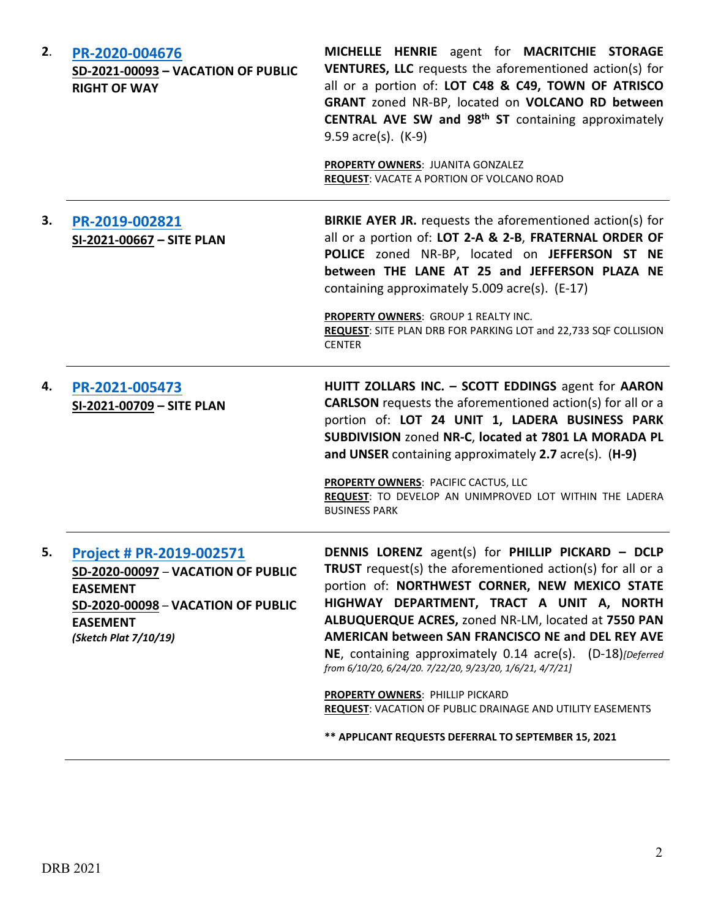| | | |
|---|---|---|
| **2**. | **PR-2020-004676**<br>**SD-2021-00093 – VACATION OF PUBLIC RIGHT OF WAY** | **MICHELLE HENRIE** agent for **MACRITCHIE STORAGE VENTURES, LLC** requests the aforementioned action(s) for all or a portion of: **LOT C48 & C49, TOWN OF ATRISCO GRANT** zoned NR-BP, located on **VOLCANO RD between CENTRAL AVE SW and 98th ST** containing approximately 9.59 acre(s). (K-9)<br><br>**PROPERTY OWNERS**: JUANITA GONZALEZ<br>**REQUEST**: VACATE A PORTION OF VOLCANO ROAD |
| **3.** | **PR-2019-002821**<br>**SI-2021-00667 – SITE PLAN** | **BIRKIE AYER JR.** requests the aforementioned action(s) for all or a portion of: **LOT 2-A & 2-B**, **FRATERNAL ORDER OF POLICE** zoned NR-BP, located on **JEFFERSON ST NE between THE LANE AT 25 and JEFFERSON PLAZA NE** containing approximately 5.009 acre(s). (E-17)<br><br>**PROPERTY OWNERS**: GROUP 1 REALTY INC.<br>**REQUEST**: SITE PLAN DRB FOR PARKING LOT and 22,733 SQF COLLISION CENTER |
| **4.** | **PR-2021-005473**<br>**SI-2021-00709 – SITE PLAN** | **HUITT ZOLLARS INC. – SCOTT EDDINGS** agent for **AARON CARLSON** requests the aforementioned action(s) for all or a portion of: **LOT 24 UNIT 1, LADERA BUSINESS PARK SUBDIVISION** zoned **NR-C**, **located at 7801 LA MORADA PL and UNSER** containing approximately **2.7** acre(s). (**H-9)**<br><br>**PROPERTY OWNERS**: PACIFIC CACTUS, LLC<br>**REQUEST**: TO DEVELOP AN UNIMPROVED LOT WITHIN THE LADERA BUSINESS PARK |
| **5.** | **Project # PR-2019-002571**<br>**SD-2020-00097** – **VACATION OF PUBLIC EASEMENT**<br>**SD-2020-00098** – **VACATION OF PUBLIC EASEMENT**<br>***(Sketch Plat 7/10/19)*** | **DENNIS LORENZ** agent(s) for **PHILLIP PICKARD – DCLP TRUST** request(s) the aforementioned action(s) for all or a portion of: **NORTHWEST CORNER, NEW MEXICO STATE HIGHWAY DEPARTMENT, TRACT A UNIT A, NORTH ALBUQUERQUE ACRES,** zoned NR-LM, located at **7550 PAN AMERICAN between SAN FRANCISCO NE and DEL REY AVE NE**, containing approximately 0.14 acre(s). (D-18)*[Deferred from 6/10/20, 6/24/20. 7/22/20, 9/23/20, 1/6/21, 4/7/21]*<br><br>**PROPERTY OWNERS**: PHILLIP PICKARD<br>**REQUEST**: VACATION OF PUBLIC DRAINAGE AND UTILITY EASEMENTS<br><br>**** APPLICANT REQUESTS DEFERRAL TO SEPTEMBER 15, 2021** |

DRB 2021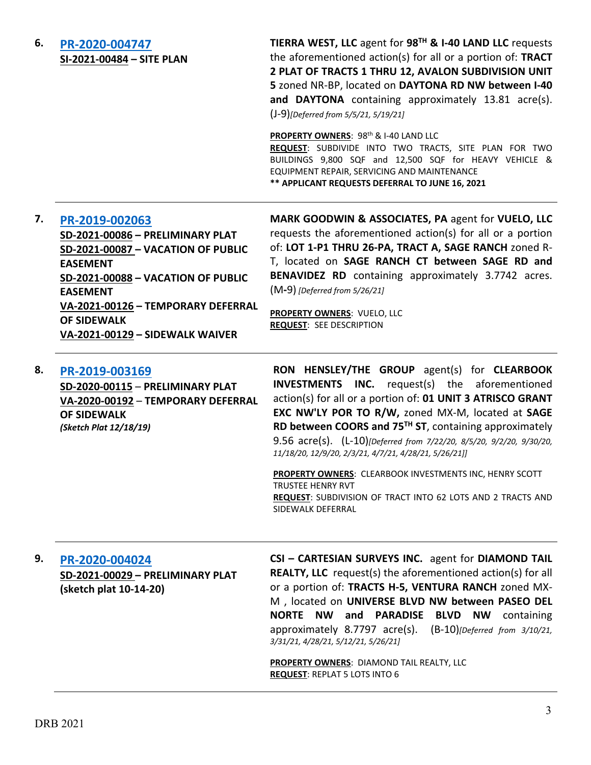6. **PR-2020-004747**
**SI-2021-00484 – SITE PLAN**

**TIERRA WEST, LLC** agent for **98TH & I-40 LAND LLC** requests the aforementioned action(s) for all or a portion of: **TRACT 2 PLAT OF TRACTS 1 THRU 12, AVALON SUBDIVISION UNIT 5** zoned NR-BP, located on **DAYTONA RD NW between I-40 and DAYTONA** containing approximately 13.81 acre(s). (J-9)*[Deferred from 5/5/21, 5/19/21]*

**PROPERTY OWNERS**: 98th & I-40 LAND LLC
**REQUEST**: SUBDIVIDE INTO TWO TRACTS, SITE PLAN FOR TWO BUILDINGS 9,800 SQF and 12,500 SQF for HEAVY VEHICLE & EQUIPMENT REPAIR, SERVICING AND MAINTENANCE
**** APPLICANT REQUESTS DEFERRAL TO JUNE 16, 2021**

---

7. **PR-2019-002063**
**SD-2021-00086 – PRELIMINARY PLAT**
**SD-2021-00087 – VACATION OF PUBLIC EASEMENT**
**SD-2021-00088 – VACATION OF PUBLIC EASEMENT**
**VA-2021-00126 – TEMPORARY DEFERRAL OF SIDEWALK**
**VA-2021-00129 – SIDEWALK WAIVER**

**MARK GOODWIN & ASSOCIATES, PA** agent for **VUELO, LLC** requests the aforementioned action(s) for all or a portion of: **LOT 1-P1 THRU 26-PA, TRACT A, SAGE RANCH** zoned R-T, located on **SAGE RANCH CT between SAGE RD and BENAVIDEZ RD** containing approximately 3.7742 acres. (M-9) *[Deferred from 5/26/21]*

**PROPERTY OWNERS**: VUELO, LLC
**REQUEST**: SEE DESCRIPTION

---

8. **PR-2019-003169**
**SD-2020-00115 – PRELIMINARY PLAT**
**VA-2020-00192 – TEMPORARY DEFERRAL OF SIDEWALK**
***(Sketch Plat 12/18/19)***

**RON HENSLEY/THE GROUP** agent(s) for **CLEARBOOK INVESTMENTS INC.** request(s) the aforementioned action(s) for all or a portion of: **01 UNIT 3 ATRISCO GRANT EXC NW'LY POR TO R/W,** zoned MX-M, located at **SAGE RD between COORS and 75TH ST**, containing approximately 9.56 acre(s). (L-10)*[Deferred from 7/22/20, 8/5/20, 9/2/20, 9/30/20, 11/18/20, 12/9/20, 2/3/21, 4/7/21, 4/28/21, 5/26/21]]*

**PROPERTY OWNERS**: CLEARBOOK INVESTMENTS INC, HENRY SCOTT TRUSTEE HENRY RVT
**REQUEST**: SUBDIVISION OF TRACT INTO 62 LOTS AND 2 TRACTS AND SIDEWALK DEFERRAL

---

9. **PR-2020-004024**
**SD-2021-00029 – PRELIMINARY PLAT (sketch plat 10-14-20)**

**CSI – CARTESIAN SURVEYS INC.** agent for **DIAMOND TAIL REALTY, LLC** request(s) the aforementioned action(s) for all or a portion of: **TRACTS H-5, VENTURA RANCH** zoned MX-M , located on **UNIVERSE BLVD NW between PASEO DEL NORTE NW and PARADISE BLVD NW** containing approximately 8.7797 acre(s). (B-10)*[Deferred from 3/10/21, 3/31/21, 4/28/21, 5/12/21, 5/26/21]*

**PROPERTY OWNERS**: DIAMOND TAIL REALTY, LLC
**REQUEST**: REPLAT 5 LOTS INTO 6

---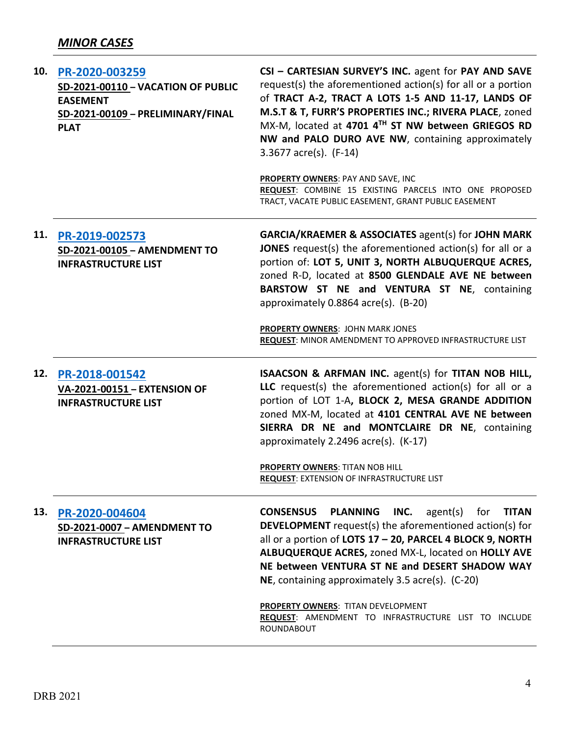## *MINOR CASES*

| | | |
|---|---|---|
| 10. | [PR-2020-003259](#)<br>**SD-2021-00110 – VACATION OF PUBLIC EASEMENT**<br>**SD-2021-00109 – PRELIMINARY/FINAL PLAT** | **CSI – CARTESIAN SURVEY'S INC.** agent for **PAY AND SAVE** request(s) the aforementioned action(s) for all or a portion of **TRACT A-2, TRACT A LOTS 1-5 AND 11-17, LANDS OF M.S.T & T, FURR'S PROPERTIES INC.; RIVERA PLACE**, zoned MX-M, located at **4701 4TH ST NW between GRIEGOS RD NW and PALO DURO AVE NW**, containing approximately 3.3677 acre(s). (F-14)<br><br>**PROPERTY OWNERS**: PAY AND SAVE, INC<br>**REQUEST**: COMBINE 15 EXISTING PARCELS INTO ONE PROPOSED TRACT, VACATE PUBLIC EASEMENT, GRANT PUBLIC EASEMENT |
| 11. | [PR-2019-002573](#)<br>**SD-2021-00105 – AMENDMENT TO INFRASTRUCTURE LIST** | **GARCIA/KRAEMER & ASSOCIATES** agent(s) for **JOHN MARK JONES** request(s) the aforementioned action(s) for all or a portion of: **LOT 5, UNIT 3, NORTH ALBUQUERQUE ACRES**, zoned R-D, located at **8500 GLENDALE AVE NE between BARSTOW ST NE and VENTURA ST NE**, containing approximately 0.8864 acre(s). (B-20)<br><br>**PROPERTY OWNERS**: JOHN MARK JONES<br>**REQUEST**: MINOR AMENDMENT TO APPROVED INFRASTRUCTURE LIST |
| 12. | [PR-2018-001542](#)<br>**VA-2021-00151 – EXTENSION OF INFRASTRUCTURE LIST** | **ISAACSON & ARFMAN INC.** agent(s) for **TITAN NOB HILL, LLC** request(s) the aforementioned action(s) for all or a portion of LOT 1-A**, BLOCK 2, MESA GRANDE ADDITION** zoned MX-M, located at **4101 CENTRAL AVE NE between SIERRA DR NE and MONTCLAIRE DR NE**, containing approximately 2.2496 acre(s). (K-17)<br><br>**PROPERTY OWNERS**: TITAN NOB HILL<br>**REQUEST**: EXTENSION OF INFRASTRUCTURE LIST |
| 13. | [PR-2020-004604](#)<br>**SD-2021-0007 – AMENDMENT TO INFRASTRUCTURE LIST** | **CONSENSUS PLANNING INC.** agent(s) for **TITAN DEVELOPMENT** request(s) the aforementioned action(s) for all or a portion of **LOTS 17 – 20, PARCEL 4 BLOCK 9, NORTH ALBUQUERQUE ACRES,** zoned MX-L, located on **HOLLY AVE NE between VENTURA ST NE and DESERT SHADOW WAY NE**, containing approximately 3.5 acre(s). (C-20)<br><br>**PROPERTY OWNERS**: TITAN DEVELOPMENT<br>**REQUEST**: AMENDMENT TO INFRASTRUCTURE LIST TO INCLUDE ROUNDABOUT |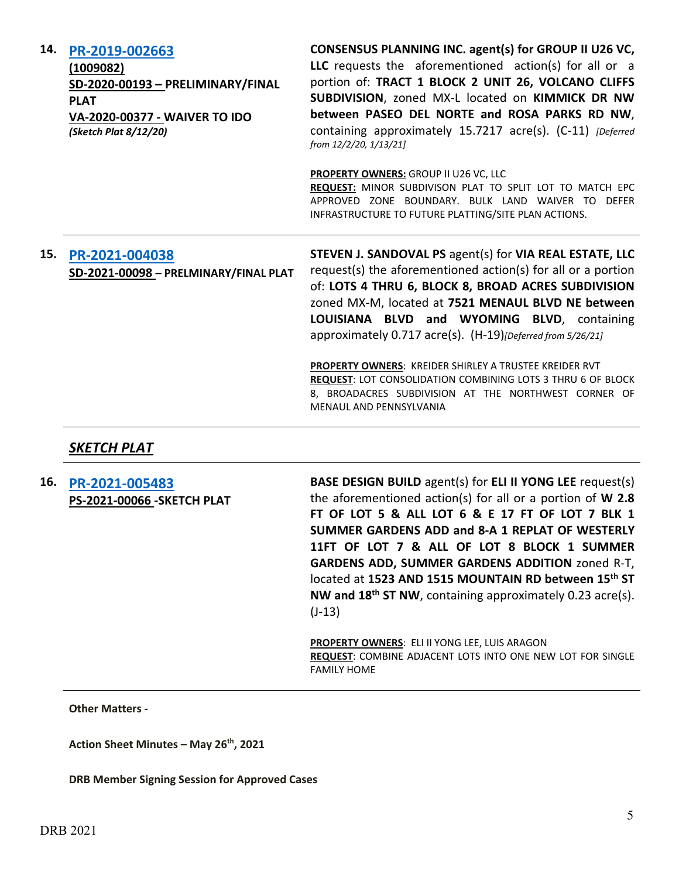**14. [PR-2019-002663](#)**
**(1009082)**
**SD-2020-00193 – PRELIMINARY/FINAL PLAT**
**VA-2020-00377 - WAIVER TO IDO**
***(Sketch Plat 8/12/20)***

**CONSENSUS PLANNING INC. agent(s) for GROUP II U26 VC, LLC** requests the aforementioned action(s) for all or a portion of: **TRACT 1 BLOCK 2 UNIT 26, VOLCANO CLIFFS SUBDIVISION**, zoned MX-L located on **KIMMICK DR NW between PASEO DEL NORTE and ROSA PARKS RD NW**, containing approximately 15.7217 acre(s). (C-11) *[Deferred from 12/2/20, 1/13/21]*

**PROPERTY OWNERS:** GROUP II U26 VC, LLC
**REQUEST:** MINOR SUBDIVISON PLAT TO SPLIT LOT TO MATCH EPC APPROVED ZONE BOUNDARY. BULK LAND WAIVER TO DEFER INFRASTRUCTURE TO FUTURE PLATTING/SITE PLAN ACTIONS.

---

**15. [PR-2021-004038](#)**
**SD-2021-00098 – PRELMINARY/FINAL PLAT**

**STEVEN J. SANDOVAL PS** agent(s) for **VIA REAL ESTATE, LLC** request(s) the aforementioned action(s) for all or a portion of: **LOTS 4 THRU 6, BLOCK 8, BROAD ACRES SUBDIVISION** zoned MX-M, located at **7521 MENAUL BLVD NE between LOUISIANA BLVD and WYOMING BLVD**, containing approximately 0.717 acre(s). (H-19)*[Deferred from 5/26/21]*

**PROPERTY OWNERS**: KREIDER SHIRLEY A TRUSTEE KREIDER RVT
**REQUEST**: LOT CONSOLIDATION COMBINING LOTS 3 THRU 6 OF BLOCK 8, BROADACRES SUBDIVISION AT THE NORTHWEST CORNER OF MENAUL AND PENNSYLVANIA

---

## ***SKETCH PLAT***

**16. [PR-2021-005483](#)**
**PS-2021-00066 -SKETCH PLAT**

**BASE DESIGN BUILD** agent(s) for **ELI II YONG LEE** request(s) the aforementioned action(s) for all or a portion of **W 2.8 FT OF LOT 5 & ALL LOT 6 & E 17 FT OF LOT 7 BLK 1 SUMMER GARDENS ADD and 8-A 1 REPLAT OF WESTERLY 11FT OF LOT 7 & ALL OF LOT 8 BLOCK 1 SUMMER GARDENS ADD, SUMMER GARDENS ADDITION** zoned R-T, located at **1523 AND 1515 MOUNTAIN RD between 15th ST NW and 18th ST NW**, containing approximately 0.23 acre(s). (J-13)

**PROPERTY OWNERS**: ELI II YONG LEE, LUIS ARAGON
**REQUEST**: COMBINE ADJACENT LOTS INTO ONE NEW LOT FOR SINGLE FAMILY HOME

---

**Other Matters -**

**Action Sheet Minutes – May 26th, 2021**

**DRB Member Signing Session for Approved Cases**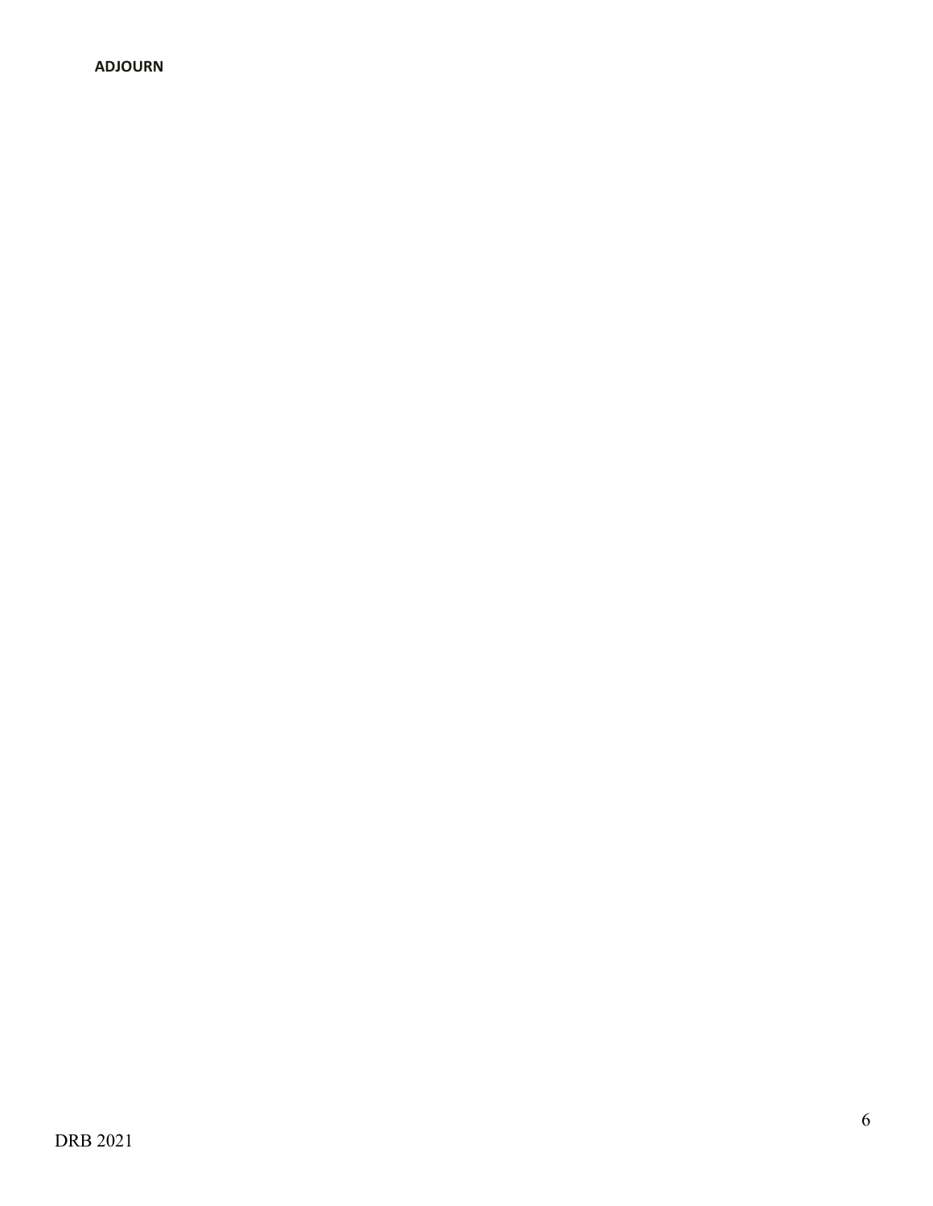**ADJOURN**